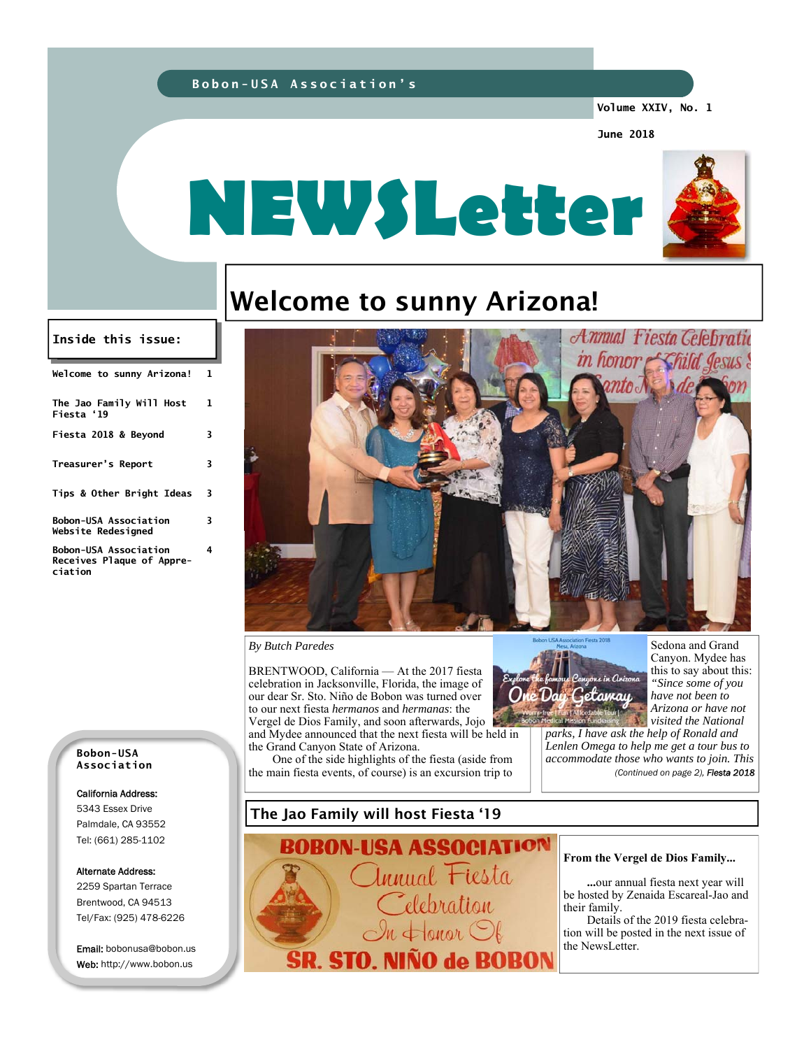Bobon-USA Association's

Volume XXIV, No. 1

June 2018

# NEWSLetter

## Welcome to sunny Arizona!

*By Butch Paredes*

BRENTWOOD, California — At the 2017 fiesta celebration in Jacksonville, Florida, the image of our dear Sr. Sto. Niño de Bobon was turned over to our next fiesta *hermanos* and *hermanas*: the Vergel de Dios Family, and soon afterwards, Jojo and Mydee announced that the next fiesta will be held in the Grand Canyon State of Arizona.

One of the side highlights of the fiesta (aside from the main fiesta events, of course) is an excursion trip to Sedona and Grand Canyon. Mydee has this to say about this: *"Since some of you have not been to Arizona or have not visited the National parks, I have ask the help of Ronald and Lenlen Omega to help me get a tour bus to accommodate those who wants to join. This*

*(Continued on page 2), **Fiesta 2018***

## The Jao Family will host Fiesta '19

**From the Vergel de Dios Family...**

**...**our annual fiesta next year will be hosted by Zenaida Escareal-Jao and their family.

Details of the 2019 fiesta celebration will be posted in the next issue of the NewsLetter.

**Inside this issue:**

| | |
|---|---|
| Welcome to sunny Arizona! | 1 |
| The Jao Family Will Host Fiesta '19 | 1 |
| Fiesta 2018 & Beyond | 3 |
| Treasurer's Report | 3 |
| Tips & Other Bright Ideas | 3 |
| Bobon-USA Association Website Redesigned | 3 |
| Bobon-USA Association Receives Plaque of Appreciation | 4 |

**Bobon-USA Association**

California Address:
5343 Essex Drive
Palmdale, CA 93552
Tel: (661) 285-1102

Alternate Address:
2259 Spartan Terrace
Brentwood, CA 94513
Tel/Fax: (925) 478-6226

**Email:** bobonusa@bobon.us
**Web:** http://www.bobon.us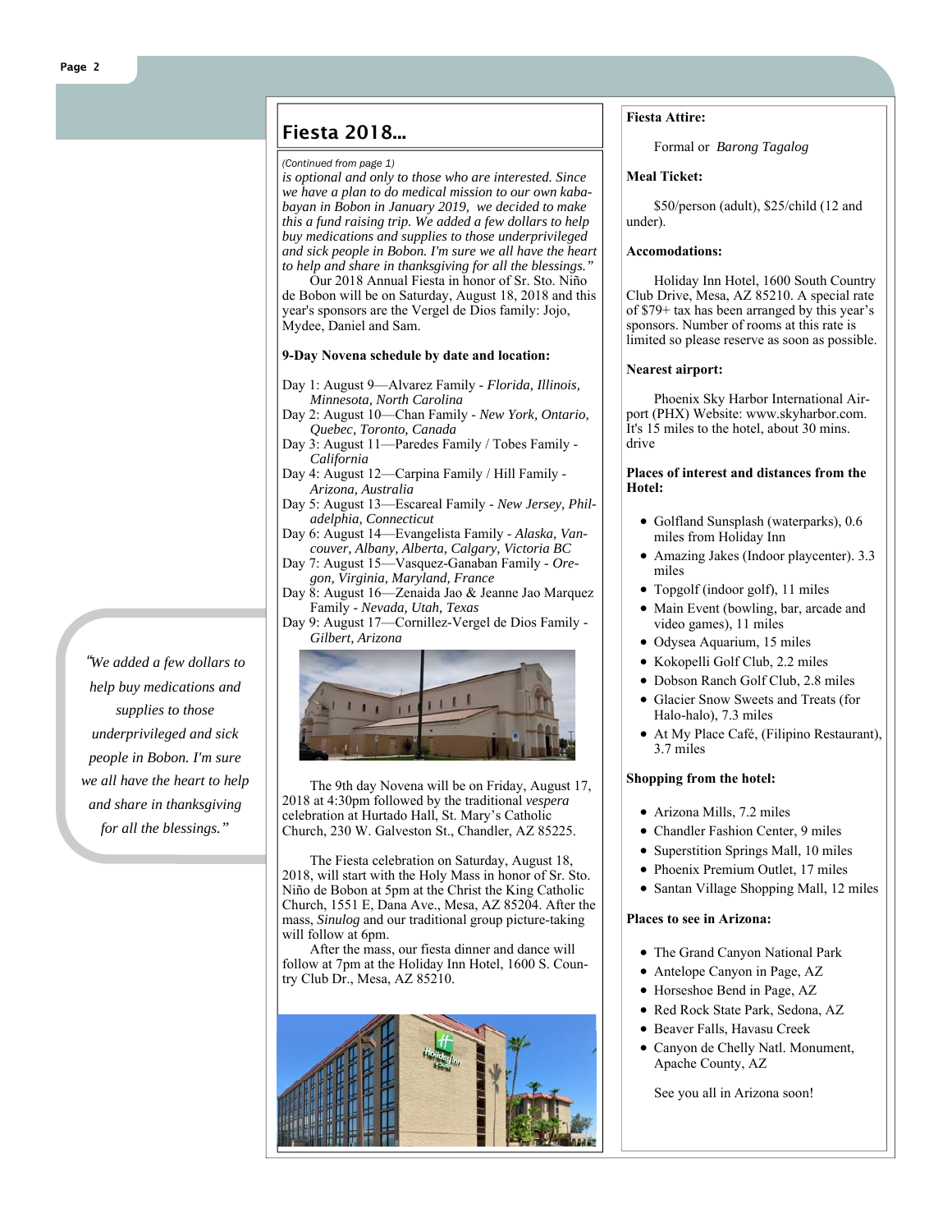## Fiesta 2018...

*(Continued from page 1)*

*is optional and only to those who are interested. Since we have a plan to do medical mission to our own kababayan in Bobon in January 2019, we decided to make this a fund raising trip. We added a few dollars to help buy medications and supplies to those underprivileged and sick people in Bobon. I'm sure we all have the heart to help and share in thanksgiving for all the blessings."*

Our 2018 Annual Fiesta in honor of Sr. Sto. Niño de Bobon will be on Saturday, August 18, 2018 and this year's sponsors are the Vergel de Dios family: Jojo, Mydee, Daniel and Sam.

**9-Day Novena schedule by date and location:**

- Day 1: August 9—Alvarez Family - *Florida, Illinois, Minnesota, North Carolina*
- Day 2: August 10—Chan Family - *New York, Ontario, Quebec, Toronto, Canada*
- Day 3: August 11—Paredes Family / Tobes Family - *California*
- Day 4: August 12—Carpina Family / Hill Family - *Arizona, Australia*
- Day 5: August 13—Escareal Family - *New Jersey, Philadelphia, Connecticut*
- Day 6: August 14—Evangelista Family - *Alaska, Vancouver, Albany, Alberta, Calgary, Victoria BC*
- Day 7: August 15—Vasquez-Ganaban Family - *Oregon, Virginia, Maryland, France*
- Day 8: August 16—Zenaida Jao & Jeanne Jao Marquez Family - *Nevada, Utah, Texas*
- Day 9: August 17—Cornillez-Vergel de Dios Family - *Gilbert, Arizona*

The 9th day Novena will be on Friday, August 17, 2018 at 4:30pm followed by the traditional *vespera* celebration at Hurtado Hall, St. Mary's Catholic Church, 230 W. Galveston St., Chandler, AZ 85225.

The Fiesta celebration on Saturday, August 18, 2018, will start with the Holy Mass in honor of Sr. Sto. Niño de Bobon at 5pm at the Christ the King Catholic Church, 1551 E, Dana Ave., Mesa, AZ 85204. After the mass, *Sinulog* and our traditional group picture-taking will follow at 6pm.

After the mass, our fiesta dinner and dance will follow at 7pm at the Holiday Inn Hotel, 1600 S. Country Club Dr., Mesa, AZ 85210.

*"We added a few dollars to help buy medications and supplies to those underprivileged and sick people in Bobon. I'm sure we all have the heart to help and share in thanksgiving for all the blessings."*

**Fiesta Attire:**

Formal or *Barong Tagalog*

**Meal Ticket:**

$50/person (adult), $25/child (12 and under).

**Accomodations:**

Holiday Inn Hotel, 1600 South Country Club Drive, Mesa, AZ 85210. A special rate of $79+ tax has been arranged by this year's sponsors. Number of rooms at this rate is limited so please reserve as soon as possible.

**Nearest airport:**

Phoenix Sky Harbor International Airport (PHX) Website: www.skyharbor.com. It's 15 miles to the hotel, about 30 mins. drive

**Places of interest and distances from the Hotel:**

- Golfland Sunsplash (waterparks), 0.6 miles from Holiday Inn
- Amazing Jakes (Indoor playcenter). 3.3 miles
- Topgolf (indoor golf), 11 miles
- Main Event (bowling, bar, arcade and video games), 11 miles
- Odysea Aquarium, 15 miles
- Kokopelli Golf Club, 2.2 miles
- Dobson Ranch Golf Club, 2.8 miles
- Glacier Snow Sweets and Treats (for Halo-halo), 7.3 miles
- At My Place Café, (Filipino Restaurant), 3.7 miles

**Shopping from the hotel:**

- Arizona Mills, 7.2 miles
- Chandler Fashion Center, 9 miles
- Superstition Springs Mall, 10 miles
- Phoenix Premium Outlet, 17 miles
- Santan Village Shopping Mall, 12 miles

**Places to see in Arizona:**

- The Grand Canyon National Park
- Antelope Canyon in Page, AZ
- Horseshoe Bend in Page, AZ
- Red Rock State Park, Sedona, AZ
- Beaver Falls, Havasu Creek
- Canyon de Chelly Natl. Monument, Apache County, AZ

See you all in Arizona soon!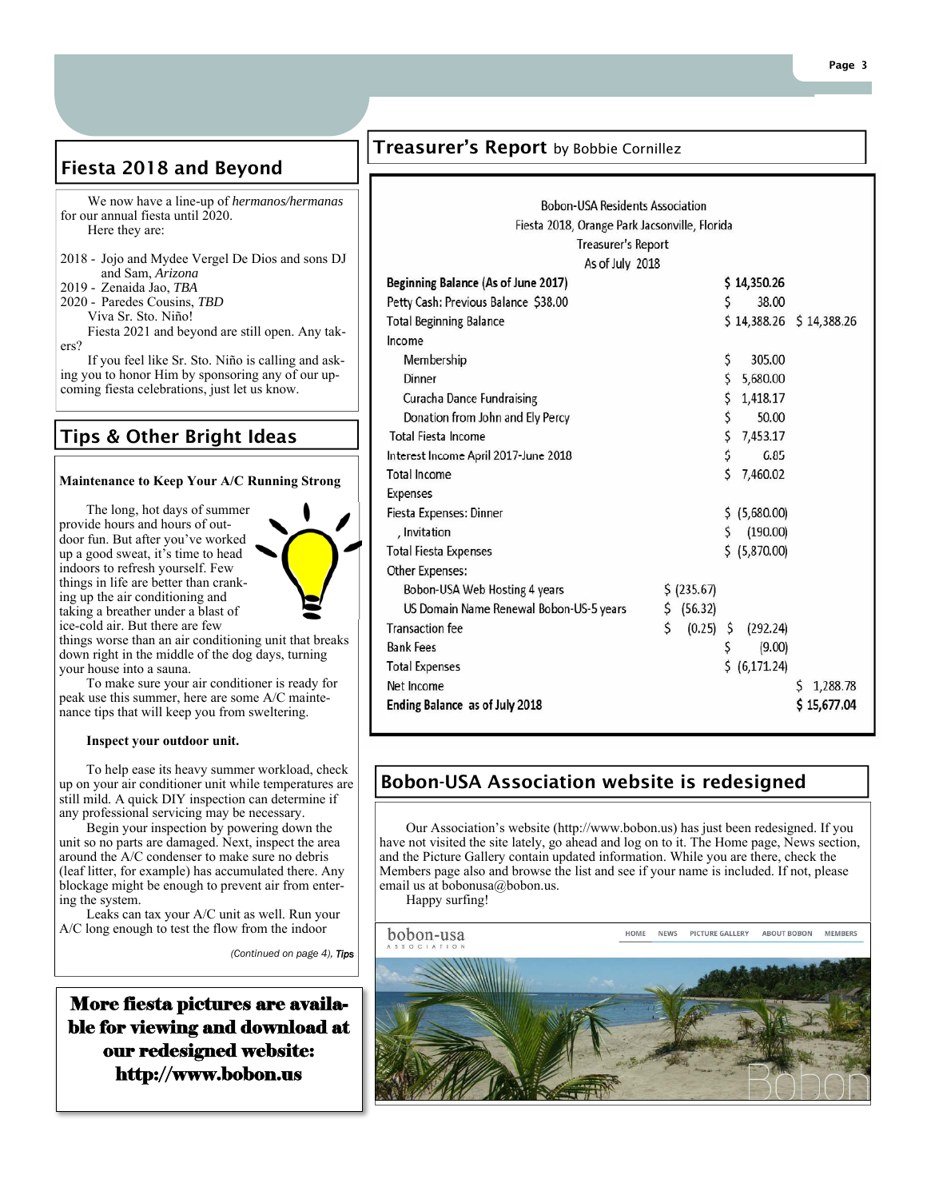## Fiesta 2018 and Beyond

We now have a line-up of *hermanos/hermanas* for our annual fiesta until 2020.

Here they are:

- 2018 - Jojo and Mydee Vergel De Dios and sons DJ and Sam, *Arizona*
- 2019 - Zenaida Jao, *TBA*
- 2020 - Paredes Cousins, *TBD*

Viva Sr. Sto. Niño!

Fiesta 2021 and beyond are still open. Any takers?

If you feel like Sr. Sto. Niño is calling and asking you to honor Him by sponsoring any of our upcoming fiesta celebrations, just let us know.

## Tips & Other Bright Ideas

**Maintenance to Keep Your A/C Running Strong**

The long, hot days of summer provide hours and hours of outdoor fun. But after you've worked up a good sweat, it's time to head indoors to refresh yourself. Few things in life are better than cranking up the air conditioning and taking a breather under a blast of ice-cold air. But there are few things worse than an air conditioning unit that breaks down right in the middle of the dog days, turning your house into a sauna.

To make sure your air conditioner is ready for peak use this summer, here are some A/C maintenance tips that will keep you from sweltering.

**Inspect your outdoor unit.**

To help ease its heavy summer workload, check up on your air conditioner unit while temperatures are still mild. A quick DIY inspection can determine if any professional servicing may be necessary.

Begin your inspection by powering down the unit so no parts are damaged. Next, inspect the area around the A/C condenser to make sure no debris (leaf litter, for example) has accumulated there. Any blockage might be enough to prevent air from entering the system.

Leaks can tax your A/C unit as well. Run your A/C long enough to test the flow from the indoor

*(Continued on page 4), Tips*

**More fiesta pictures are available for viewing and download at our redesigned website: http://www.bobon.us**

## Treasurer's Report by Bobbie Cornillez

Bobon-USA Residents Association
Fiesta 2018, Orange Park Jacsonville, Florida
Treasurer's Report
As of July 2018

| | | | |
|---|---|---|---|
| **Beginning Balance (As of June 2017)** | | $ 14,350.26 | |
| Petty Cash: Previous Balance $38.00 | | $ 38.00 | |
| Total Beginning Balance | | $ 14,388.26 | $ 14,388.26 |
| Income | | | |
| Membership | | $ 305.00 | |
| Dinner | | $ 5,680.00 | |
| Curacha Dance Fundraising | | $ 1,418.17 | |
| Donation from John and Ely Percy | | $ 50.00 | |
| Total Fiesta Income | | $ 7,453.17 | |
| Interest Income April 2017-June 2018 | | $ 6.85 | |
| Total Income | | $ 7,460.02 | |
| Expenses | | | |
| Fiesta Expenses: Dinner | | $ (5,680.00) | |
| , Invitation | | $ (190.00) | |
| Total Fiesta Expenses | | $ (5,870.00) | |
| Other Expenses: | | | |
| Bobon-USA Web Hosting 4 years | $ (235.67) | | |
| US Domain Name Renewal Bobon-US-5 years | $ (56.32) | | |
| Transaction fee | $ (0.25) | $ (292.24) | |
| Bank Fees | | $ (9.00) | |
| Total Expenses | | $ (6,171.24) | |
| Net Income | | | $ 1,288.78 |
| **Ending Balance as of July 2018** | | | **$ 15,677.04** |

## Bobon-USA Association website is redesigned

Our Association's website (http://www.bobon.us) has just been redesigned. If you have not visited the site lately, go ahead and log on to it. The Home page, News section, and the Picture Gallery contain updated information. While you are there, check the Members page also and browse the list and see if your name is included. If not, please email us at bobonusa@bobon.us.

Happy surfing!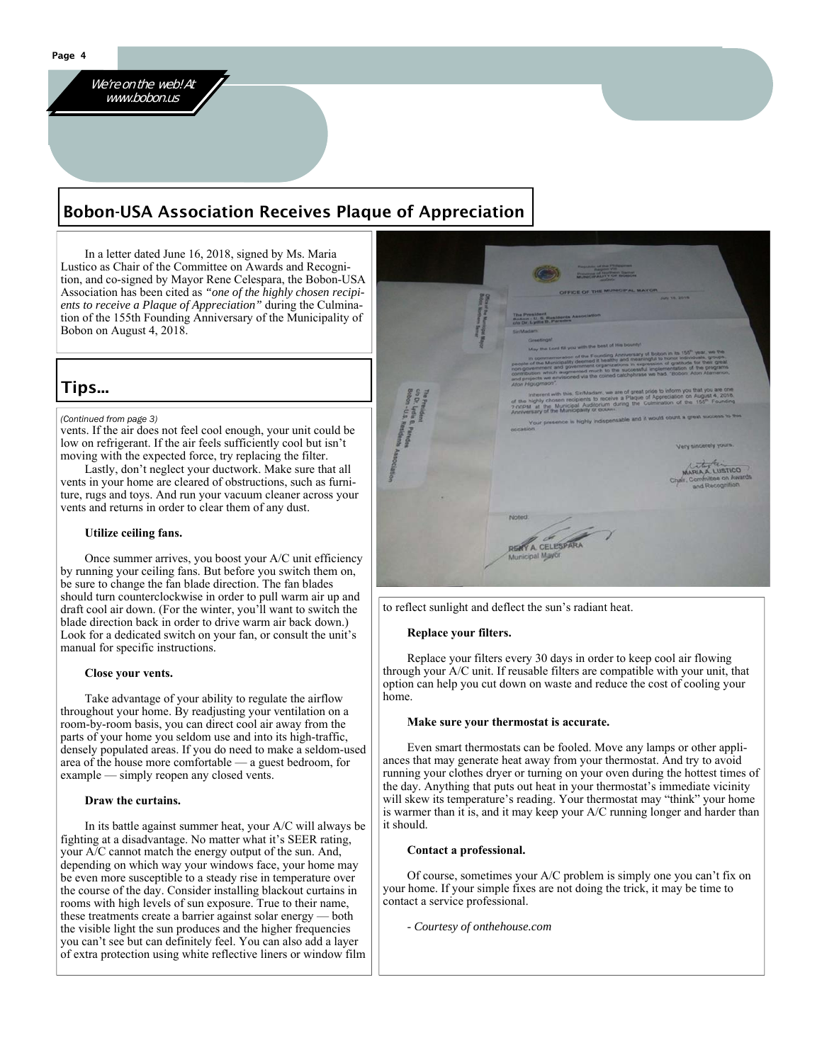We're on the web! At www.bobon.us

## Bobon-USA Association Receives Plaque of Appreciation

In a letter dated June 16, 2018, signed by Ms. Maria Lustico as Chair of the Committee on Awards and Recognition, and co-signed by Mayor Rene Celespara, the Bobon-USA Association has been cited as *"one of the highly chosen recipients to receive a Plaque of Appreciation"* during the Culmination of the 155th Founding Anniversary of the Municipality of Bobon on August 4, 2018.

## Tips...

*(Continued from page 3)*

vents. If the air does not feel cool enough, your unit could be low on refrigerant. If the air feels sufficiently cool but isn't moving with the expected force, try replacing the filter.

Lastly, don't neglect your ductwork. Make sure that all vents in your home are cleared of obstructions, such as furniture, rugs and toys. And run your vacuum cleaner across your vents and returns in order to clear them of any dust.

**Utilize ceiling fans.**

Once summer arrives, you boost your A/C unit efficiency by running your ceiling fans. But before you switch them on, be sure to change the fan blade direction. The fan blades should turn counterclockwise in order to pull warm air up and draft cool air down. (For the winter, you'll want to switch the blade direction back in order to drive warm air back down.) Look for a dedicated switch on your fan, or consult the unit's manual for specific instructions.

**Close your vents.**

Take advantage of your ability to regulate the airflow throughout your home. By readjusting your ventilation on a room-by-room basis, you can direct cool air away from the parts of your home you seldom use and into its high-traffic, densely populated areas. If you do need to make a seldom-used area of the house more comfortable — a guest bedroom, for example — simply reopen any closed vents.

**Draw the curtains.**

In its battle against summer heat, your A/C will always be fighting at a disadvantage. No matter what it's SEER rating, your A/C cannot match the energy output of the sun. And, depending on which way your windows face, your home may be even more susceptible to a steady rise in temperature over the course of the day. Consider installing blackout curtains in rooms with high levels of sun exposure. True to their name, these treatments create a barrier against solar energy — both the visible light the sun produces and the higher frequencies you can't see but can definitely feel. You can also add a layer of extra protection using white reflective liners or window film to reflect sunlight and deflect the sun's radiant heat.

**Replace your filters.**

Replace your filters every 30 days in order to keep cool air flowing through your A/C unit. If reusable filters are compatible with your unit, that option can help you cut down on waste and reduce the cost of cooling your home.

**Make sure your thermostat is accurate.**

Even smart thermostats can be fooled. Move any lamps or other appliances that may generate heat away from your thermostat. And try to avoid running your clothes dryer or turning on your oven during the hottest times of the day. Anything that puts out heat in your thermostat's immediate vicinity will skew its temperature's reading. Your thermostat may "think" your home is warmer than it is, and it may keep your A/C running longer and harder than it should.

**Contact a professional.**

Of course, sometimes your A/C problem is simply one you can't fix on your home. If your simple fixes are not doing the trick, it may be time to contact a service professional.

*- Courtesy of onthehouse.com*